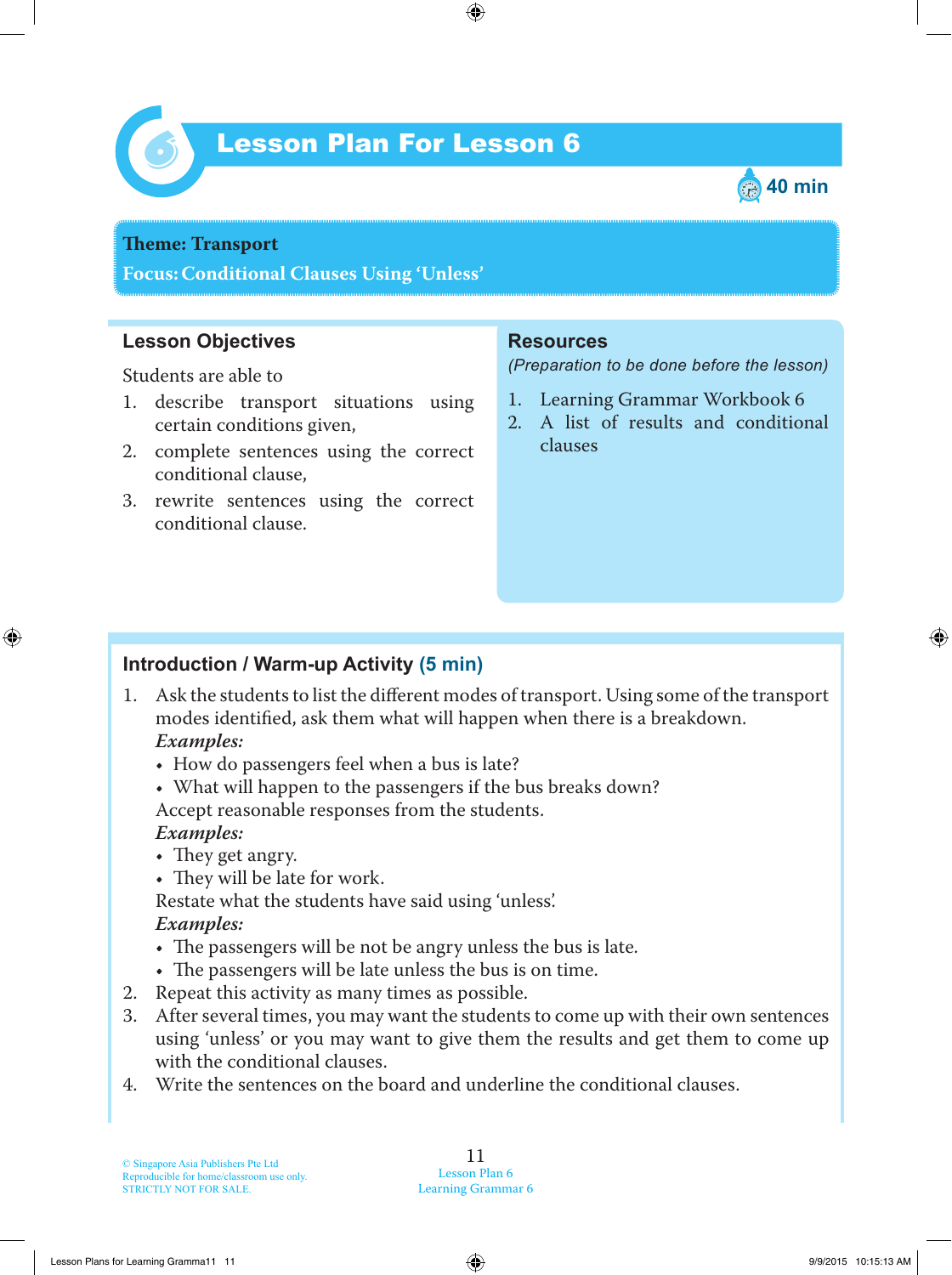# Lesson Plan For Lesson 6

40 min

**Theme: Transport**

**Focus: Conditional Clauses Using 'Unless'**

## Lesson Objectives

Students are able to

1. describe transport situations using certain conditions given,
2. complete sentences using the correct conditional clause,
3. rewrite sentences using the correct conditional clause.

## Resources

*(Preparation to be done before the lesson)*

1. Learning Grammar Workbook 6
2. A list of results and conditional clauses

## Introduction / Warm-up Activity (5 min)

1. Ask the students to list the different modes of transport. Using some of the transport modes identified, ask them what will happen when there is a breakdown.
   ***Examples:***
   - How do passengers feel when a bus is late?
   - What will happen to the passengers if the bus breaks down?

   Accept reasonable responses from the students.
   ***Examples:***
   - They get angry.
   - They will be late for work.

   Restate what the students have said using 'unless'.
   ***Examples:***
   - The passengers will be not be angry unless the bus is late.
   - The passengers will be late unless the bus is on time.
2. Repeat this activity as many times as possible.
3. After several times, you may want the students to come up with their own sentences using 'unless' or you may want to give them the results and get them to come up with the conditional clauses.
4. Write the sentences on the board and underline the conditional clauses.

© Singapore Asia Publishers Pte Ltd
Reproducible for home/classroom use only.
STRICTLY NOT FOR SALE.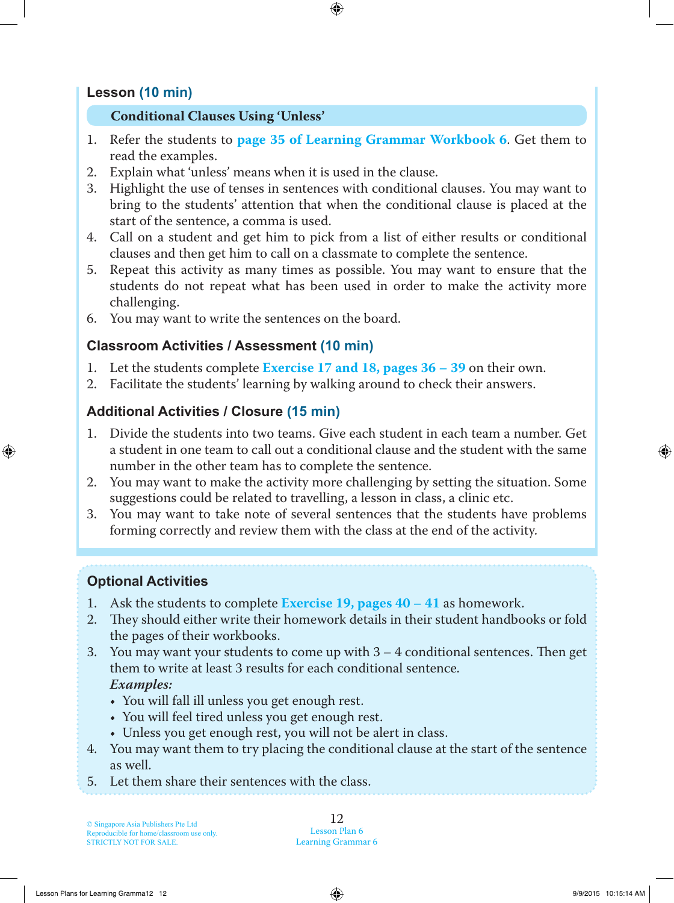## Lesson (10 min)

### Conditional Clauses Using 'Unless'

1. Refer the students to **page 35 of Learning Grammar Workbook 6**. Get them to read the examples.
2. Explain what 'unless' means when it is used in the clause.
3. Highlight the use of tenses in sentences with conditional clauses. You may want to bring to the students' attention that when the conditional clause is placed at the start of the sentence, a comma is used.
4. Call on a student and get him to pick from a list of either results or conditional clauses and then get him to call on a classmate to complete the sentence.
5. Repeat this activity as many times as possible. You may want to ensure that the students do not repeat what has been used in order to make the activity more challenging.
6. You may want to write the sentences on the board.

## Classroom Activities / Assessment (10 min)

1. Let the students complete **Exercise 17 and 18, pages 36 – 39** on their own.
2. Facilitate the students' learning by walking around to check their answers.

## Additional Activities / Closure (15 min)

1. Divide the students into two teams. Give each student in each team a number. Get a student in one team to call out a conditional clause and the student with the same number in the other team has to complete the sentence.
2. You may want to make the activity more challenging by setting the situation. Some suggestions could be related to travelling, a lesson in class, a clinic etc.
3. You may want to take note of several sentences that the students have problems forming correctly and review them with the class at the end of the activity.

## Optional Activities

1. Ask the students to complete **Exercise 19, pages 40 – 41** as homework.
2. They should either write their homework details in their student handbooks or fold the pages of their workbooks.
3. You may want your students to come up with 3 – 4 conditional sentences. Then get them to write at least 3 results for each conditional sentence.

   ***Examples:***
   - You will fall ill unless you get enough rest.
   - You will feel tired unless you get enough rest.
   - Unless you get enough rest, you will not be alert in class.
4. You may want them to try placing the conditional clause at the start of the sentence as well.
5. Let them share their sentences with the class.

© Singapore Asia Publishers Pte Ltd
Reproducible for home/classroom use only.
STRICTLY NOT FOR SALE.